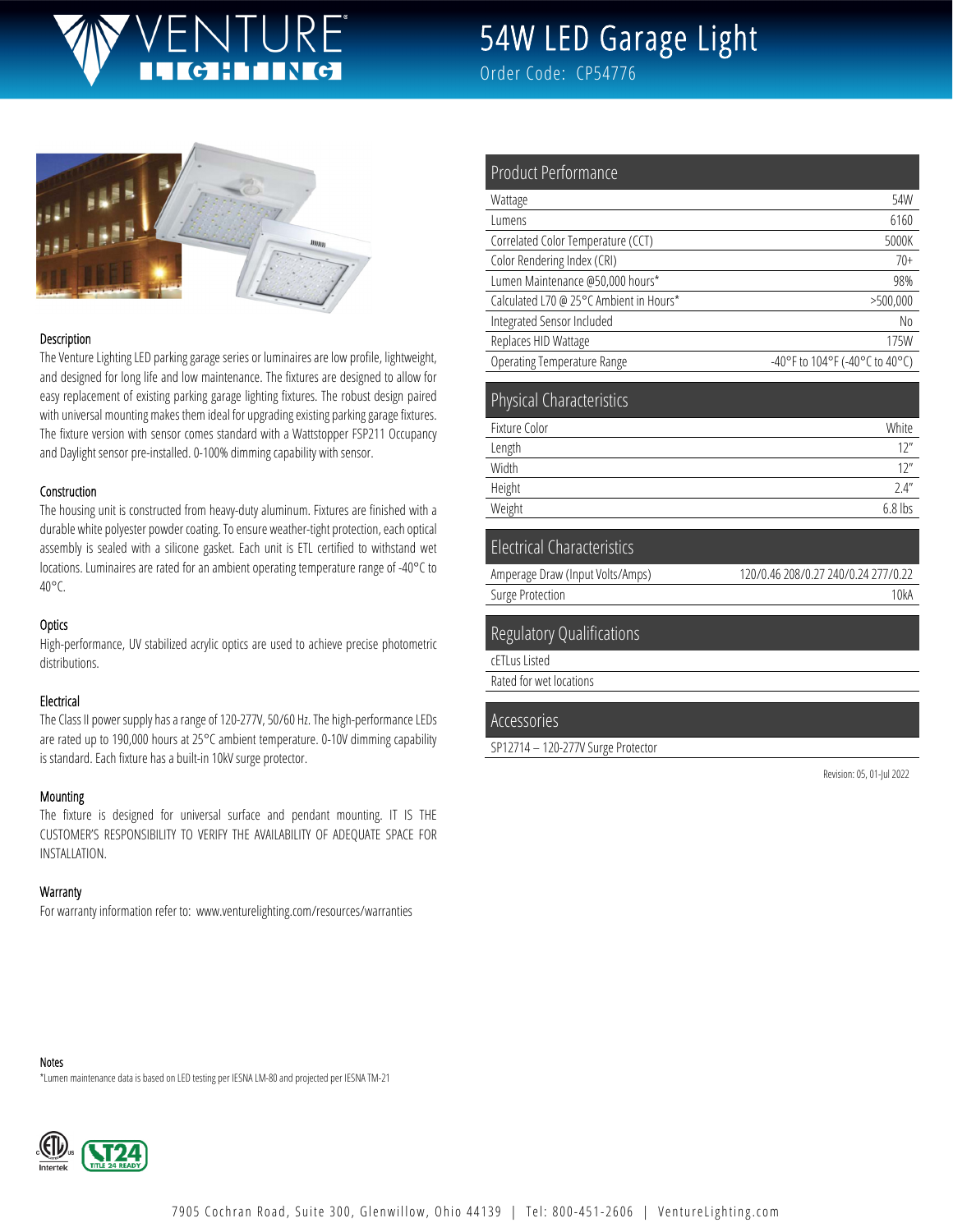# 54W LED Garage Light

Order Code: CP54776

## Description

The Venture Lighting LED parking garage series or luminaires are low profile, lightweight, and designed for long life and low maintenance. The fixtures are designed to allow for easy replacement of existing parking garage lighting fixtures. The robust design paired with universal mounting makes them ideal for upgrading existing parking garage fixtures. The fixture version with sensor comes standard with a Wattstopper FSP211 Occupancy and Daylight sensor pre-installed. 0-100% dimming capability with sensor.

## Construction

The housing unit is constructed from heavy-duty aluminum. Fixtures are finished with a durable white polyester powder coating. To ensure weather-tight protection, each optical assembly is sealed with a silicone gasket. Each unit is ETL certified to withstand wet locations. Luminaires are rated for an ambient operating temperature range of -40°C to 40°C.

## Optics

High-performance, UV stabilized acrylic optics are used to achieve precise photometric distributions.

## Electrical

The Class II power supply has a range of 120-277V, 50/60 Hz. The high-performance LEDs are rated up to 190,000 hours at 25°C ambient temperature. 0-10V dimming capability is standard. Each fixture has a built-in 10kV surge protector.

## Mounting

The fixture is designed for universal surface and pendant mounting. IT IS THE CUSTOMER'S RESPONSIBILITY TO VERIFY THE AVAILABILITY OF ADEQUATE SPACE FOR INSTALLATION.

## Warranty

For warranty information refer to: www.venturelighting.com/resources/warranties

## Product Performance

| | |
|---|---|
| Wattage | 54W |
| Lumens | 6160 |
| Correlated Color Temperature (CCT) | 5000K |
| Color Rendering Index (CRI) | 70+ |
| Lumen Maintenance @50,000 hours* | 98% |
| Calculated L70 @ 25°C Ambient in Hours* | >500,000 |
| Integrated Sensor Included | No |
| Replaces HID Wattage | 175W |
| Operating Temperature Range | -40°F to 104°F (-40°C to 40°C) |

## Physical Characteristics

| | |
|---|---|
| Fixture Color | White |
| Length | 12" |
| Width | 12" |
| Height | 2.4" |
| Weight | 6.8 lbs |

## Electrical Characteristics

| | |
|---|---|
| Amperage Draw (Input Volts/Amps) | 120/0.46 208/0.27 240/0.24 277/0.22 |
| Surge Protection | 10kA |

## Regulatory Qualifications

- cETLus Listed
- Rated for wet locations

## Accessories

- SP12714 – 120-277V Surge Protector

Revision: 05, 01-Jul 2022

## Notes

*Lumen maintenance data is based on LED testing per IESNA LM-80 and projected per IESNA TM-21

7905 Cochran Road, Suite 300, Glenwillow, Ohio 44139 | Tel: 800-451-2606 | VentureLighting.com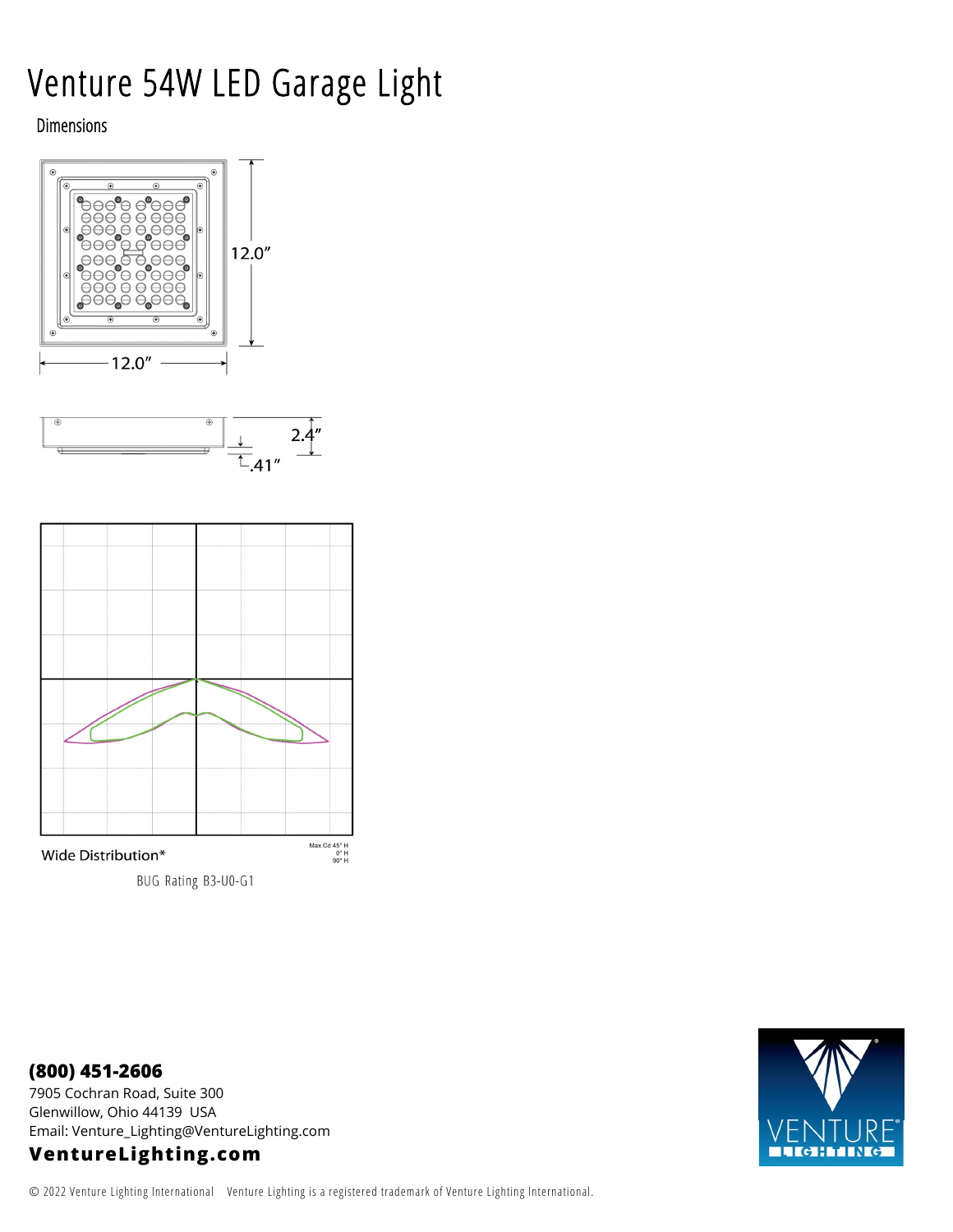# Venture 54W LED Garage Light

Dimensions

12.0"

12.0"

2.4"

.41"

Wide Distribution*

Max Cd 45° H
0° H
90° H

BUG Rating B3-U0-G1

**(800) 451-2606**
7905 Cochran Road, Suite 300
Glenwillow, Ohio 44139 USA
Email: Venture_Lighting@VentureLighting.com
**VentureLighting.com**

VENTURE® LIGHTING

© 2022 Venture Lighting International Venture Lighting is a registered trademark of Venture Lighting International.